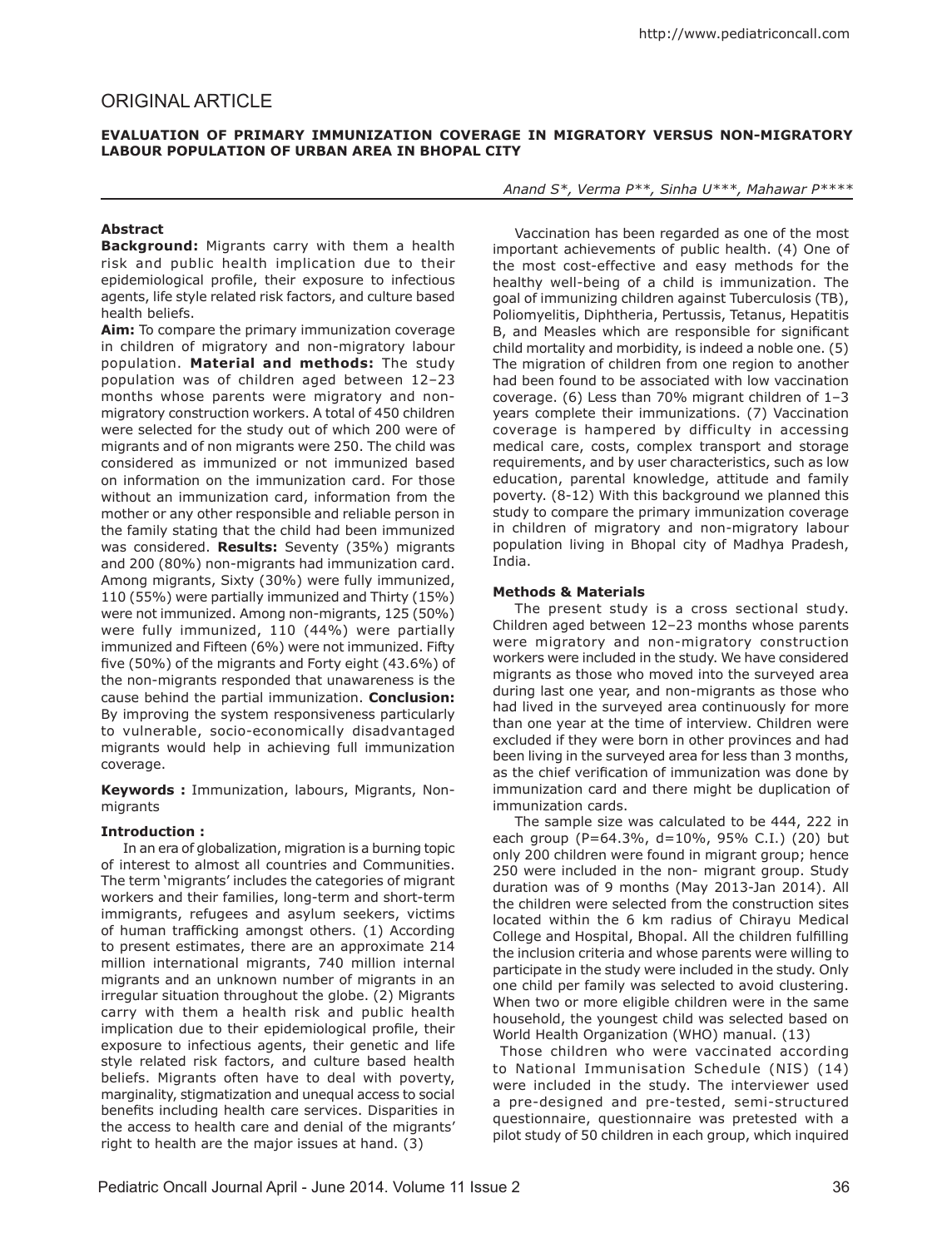ORIGINAL ARTICLE

# EVALUATION OF PRIMARY IMMUNIZATION COVERAGE IN MIGRATORY VERSUS NON-MIGRATORY LABOUR POPULATION OF URBAN AREA IN BHOPAL CITY

*Anand S\*, Verma P\*\*, Sinha U\*\*\*, Mahawar P\*\*\*\**

### Abstract

**Background:** Migrants carry with them a health risk and public health implication due to their epidemiological profile, their exposure to infectious agents, life style related risk factors, and culture based health beliefs.

**Aim:** To compare the primary immunization coverage in children of migratory and non-migratory labour population. **Material and methods:** The study population was of children aged between 12–23 months whose parents were migratory and non-migratory construction workers. A total of 450 children were selected for the study out of which 200 were of migrants and of non migrants were 250. The child was considered as immunized or not immunized based on information on the immunization card. For those without an immunization card, information from the mother or any other responsible and reliable person in the family stating that the child had been immunized was considered. **Results:** Seventy (35%) migrants and 200 (80%) non-migrants had immunization card. Among migrants, Sixty (30%) were fully immunized, 110 (55%) were partially immunized and Thirty (15%) were not immunized. Among non-migrants, 125 (50%) were fully immunized, 110 (44%) were partially immunized and Fifteen (6%) were not immunized. Fifty five (50%) of the migrants and Forty eight (43.6%) of the non-migrants responded that unawareness is the cause behind the partial immunization. **Conclusion:** By improving the system responsiveness particularly to vulnerable, socio-economically disadvantaged migrants would help in achieving full immunization coverage.

**Keywords :** Immunization, labours, Migrants, Non-migrants

### Introduction :

In an era of globalization, migration is a burning topic of interest to almost all countries and Communities. The term 'migrants' includes the categories of migrant workers and their families, long-term and short-term immigrants, refugees and asylum seekers, victims of human trafficking amongst others. (1) According to present estimates, there are an approximate 214 million international migrants, 740 million internal migrants and an unknown number of migrants in an irregular situation throughout the globe. (2) Migrants carry with them a health risk and public health implication due to their epidemiological profile, their exposure to infectious agents, their genetic and life style related risk factors, and culture based health beliefs. Migrants often have to deal with poverty, marginality, stigmatization and unequal access to social benefits including health care services. Disparities in the access to health care and denial of the migrants' right to health are the major issues at hand. (3)

Vaccination has been regarded as one of the most important achievements of public health. (4) One of the most cost-effective and easy methods for the healthy well-being of a child is immunization. The goal of immunizing children against Tuberculosis (TB), Poliomyelitis, Diphtheria, Pertussis, Tetanus, Hepatitis B, and Measles which are responsible for significant child mortality and morbidity, is indeed a noble one. (5) The migration of children from one region to another had been found to be associated with low vaccination coverage. (6) Less than 70% migrant children of 1–3 years complete their immunizations. (7) Vaccination coverage is hampered by difficulty in accessing medical care, costs, complex transport and storage requirements, and by user characteristics, such as low education, parental knowledge, attitude and family poverty. (8-12) With this background we planned this study to compare the primary immunization coverage in children of migratory and non-migratory labour population living in Bhopal city of Madhya Pradesh, India.

### Methods & Materials

The present study is a cross sectional study. Children aged between 12–23 months whose parents were migratory and non-migratory construction workers were included in the study. We have considered migrants as those who moved into the surveyed area during last one year, and non-migrants as those who had lived in the surveyed area continuously for more than one year at the time of interview. Children were excluded if they were born in other provinces and had been living in the surveyed area for less than 3 months, as the chief verification of immunization was done by immunization card and there might be duplication of immunization cards.

The sample size was calculated to be 444, 222 in each group (P=64.3%, d=10%, 95% C.I.) (20) but only 200 children were found in migrant group; hence 250 were included in the non- migrant group. Study duration was of 9 months (May 2013-Jan 2014). All the children were selected from the construction sites located within the 6 km radius of Chirayu Medical College and Hospital, Bhopal. All the children fulfilling the inclusion criteria and whose parents were willing to participate in the study were included in the study. Only one child per family was selected to avoid clustering. When two or more eligible children were in the same household, the youngest child was selected based on World Health Organization (WHO) manual. (13)

Those children who were vaccinated according to National Immunisation Schedule (NIS) (14) were included in the study. The interviewer used a pre-designed and pre-tested, semi-structured questionnaire, questionnaire was pretested with a pilot study of 50 children in each group, which inquired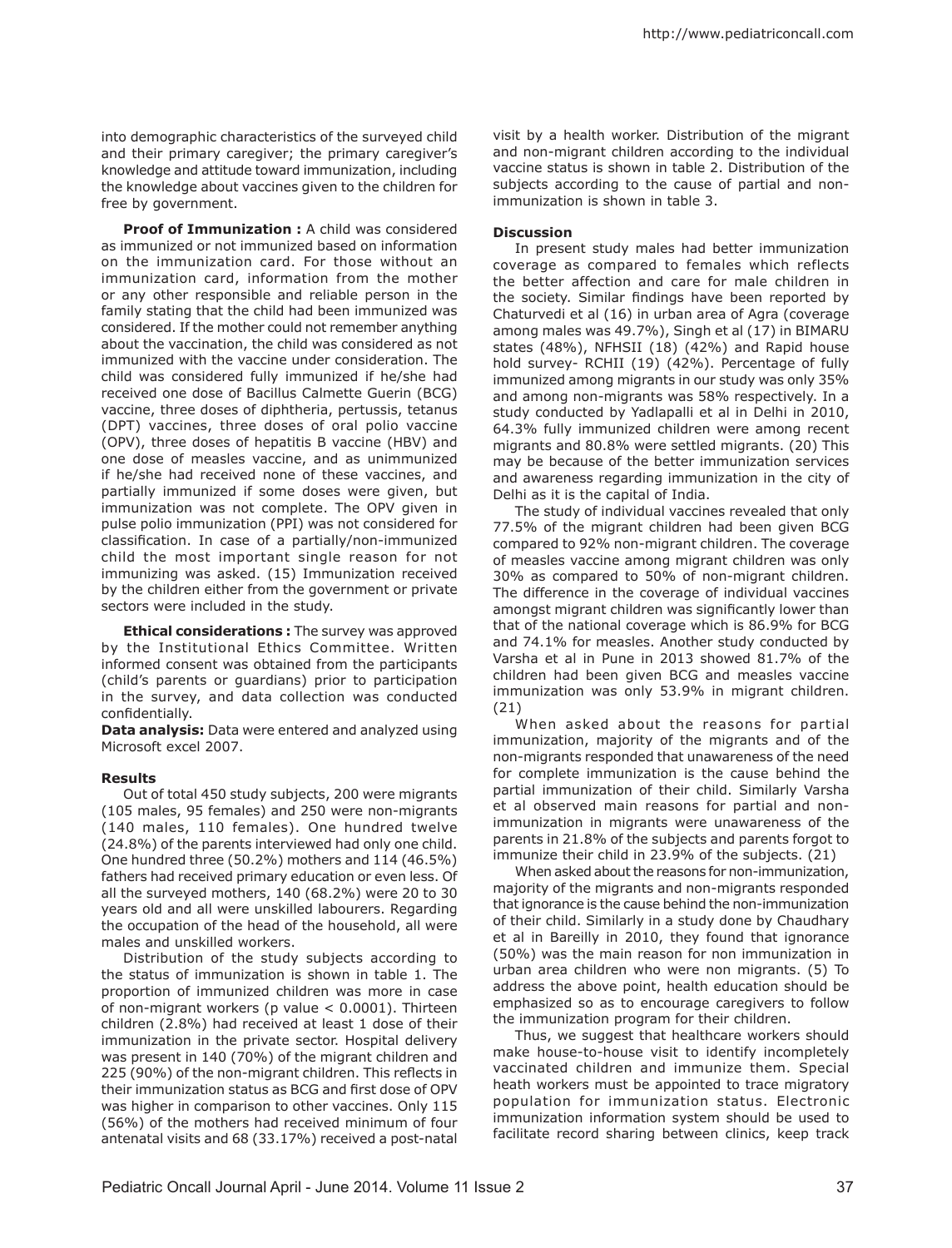into demographic characteristics of the surveyed child and their primary caregiver; the primary caregiver's knowledge and attitude toward immunization, including the knowledge about vaccines given to the children for free by government.

**Proof of Immunization :** A child was considered as immunized or not immunized based on information on the immunization card. For those without an immunization card, information from the mother or any other responsible and reliable person in the family stating that the child had been immunized was considered. If the mother could not remember anything about the vaccination, the child was considered as not immunized with the vaccine under consideration. The child was considered fully immunized if he/she had received one dose of Bacillus Calmette Guerin (BCG) vaccine, three doses of diphtheria, pertussis, tetanus (DPT) vaccines, three doses of oral polio vaccine (OPV), three doses of hepatitis B vaccine (HBV) and one dose of measles vaccine, and as unimmunized if he/she had received none of these vaccines, and partially immunized if some doses were given, but immunization was not complete. The OPV given in pulse polio immunization (PPI) was not considered for classification. In case of a partially/non-immunized child the most important single reason for not immunizing was asked. (15) Immunization received by the children either from the government or private sectors were included in the study.

**Ethical considerations :** The survey was approved by the Institutional Ethics Committee. Written informed consent was obtained from the participants (child's parents or guardians) prior to participation in the survey, and data collection was conducted confidentially.

**Data analysis:** Data were entered and analyzed using Microsoft excel 2007.

### Results

Out of total 450 study subjects, 200 were migrants (105 males, 95 females) and 250 were non-migrants (140 males, 110 females). One hundred twelve (24.8%) of the parents interviewed had only one child. One hundred three (50.2%) mothers and 114 (46.5%) fathers had received primary education or even less. Of all the surveyed mothers, 140 (68.2%) were 20 to 30 years old and all were unskilled labourers. Regarding the occupation of the head of the household, all were males and unskilled workers.

Distribution of the study subjects according to the status of immunization is shown in table 1. The proportion of immunized children was more in case of non-migrant workers (p value $< 0.0001$). Thirteen children (2.8%) had received at least 1 dose of their immunization in the private sector. Hospital delivery was present in 140 (70%) of the migrant children and 225 (90%) of the non-migrant children. This reflects in their immunization status as BCG and first dose of OPV was higher in comparison to other vaccines. Only 115 (56%) of the mothers had received minimum of four antenatal visits and 68 (33.17%) received a post-natal visit by a health worker. Distribution of the migrant and non-migrant children according to the individual vaccine status is shown in table 2. Distribution of the subjects according to the cause of partial and non-immunization is shown in table 3.

### Discussion

In present study males had better immunization coverage as compared to females which reflects the better affection and care for male children in the society. Similar findings have been reported by Chaturvedi et al (16) in urban area of Agra (coverage among males was 49.7%), Singh et al (17) in BIMARU states (48%), NFHSII (18) (42%) and Rapid house hold survey- RCHII (19) (42%). Percentage of fully immunized among migrants in our study was only 35% and among non-migrants was 58% respectively. In a study conducted by Yadlapalli et al in Delhi in 2010, 64.3% fully immunized children were among recent migrants and 80.8% were settled migrants. (20) This may be because of the better immunization services and awareness regarding immunization in the city of Delhi as it is the capital of India.

The study of individual vaccines revealed that only 77.5% of the migrant children had been given BCG compared to 92% non-migrant children. The coverage of measles vaccine among migrant children was only 30% as compared to 50% of non-migrant children. The difference in the coverage of individual vaccines amongst migrant children was significantly lower than that of the national coverage which is 86.9% for BCG and 74.1% for measles. Another study conducted by Varsha et al in Pune in 2013 showed 81.7% of the children had been given BCG and measles vaccine immunization was only 53.9% in migrant children. (21)

When asked about the reasons for partial immunization, majority of the migrants and of the non-migrants responded that unawareness of the need for complete immunization is the cause behind the partial immunization of their child. Similarly Varsha et al observed main reasons for partial and non-immunization in migrants were unawareness of the parents in 21.8% of the subjects and parents forgot to immunize their child in 23.9% of the subjects. (21)

When asked about the reasons for non-immunization, majority of the migrants and non-migrants responded that ignorance is the cause behind the non-immunization of their child. Similarly in a study done by Chaudhary et al in Bareilly in 2010, they found that ignorance (50%) was the main reason for non immunization in urban area children who were non migrants. (5) To address the above point, health education should be emphasized so as to encourage caregivers to follow the immunization program for their children.

Thus, we suggest that healthcare workers should make house-to-house visit to identify incompletely vaccinated children and immunize them. Special heath workers must be appointed to trace migratory population for immunization status. Electronic immunization information system should be used to facilitate record sharing between clinics, keep track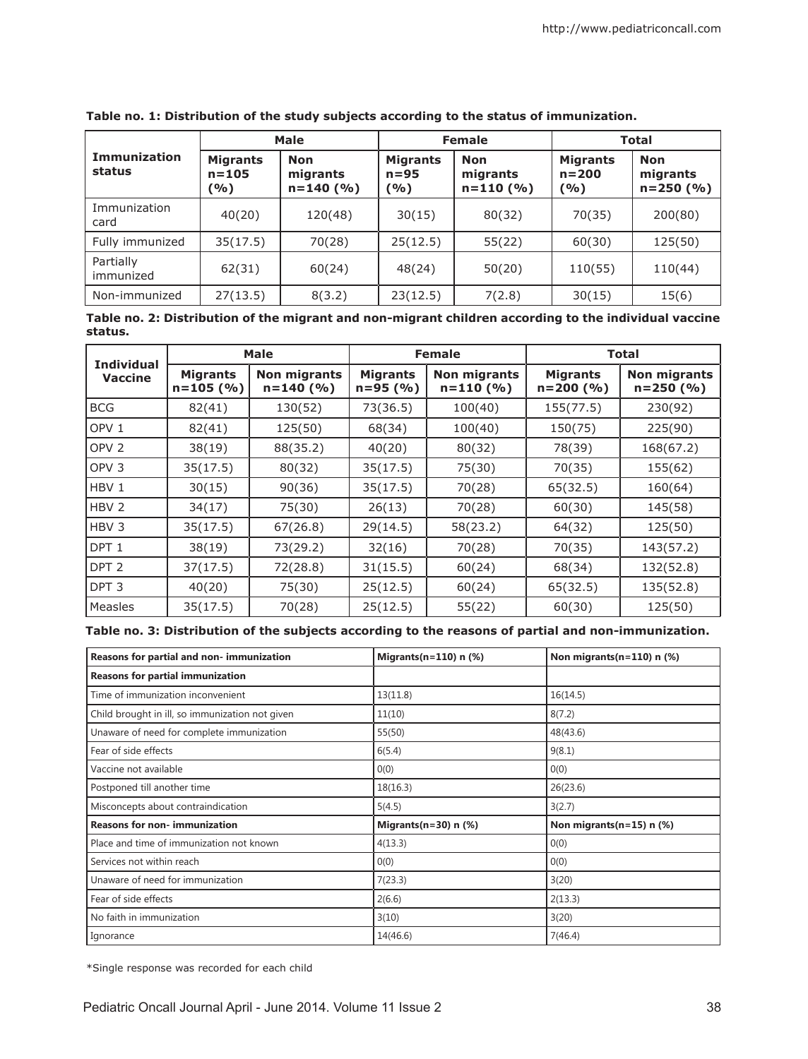**Table no. 1: Distribution of the study subjects according to the status of immunization.**

| Immunization status | Male | | Female | | Total | |
|---|---|---|---|---|---|---|
| | Migrants n=105 (%) | Non migrants n=140 (%) | Migrants n=95 (%) | Non migrants n=110 (%) | Migrants n=200 (%) | Non migrants n=250 (%) |
| Immunization card | 40(20) | 120(48) | 30(15) | 80(32) | 70(35) | 200(80) |
| Fully immunized | 35(17.5) | 70(28) | 25(12.5) | 55(22) | 60(30) | 125(50) |
| Partially immunized | 62(31) | 60(24) | 48(24) | 50(20) | 110(55) | 110(44) |
| Non-immunized | 27(13.5) | 8(3.2) | 23(12.5) | 7(2.8) | 30(15) | 15(6) |

**Table no. 2: Distribution of the migrant and non-migrant children according to the individual vaccine status.**

| Individual Vaccine | Male | | Female | | Total | |
|---|---|---|---|---|---|---|
| | Migrants n=105 (%) | Non migrants n=140 (%) | Migrants n=95 (%) | Non migrants n=110 (%) | Migrants n=200 (%) | Non migrants n=250 (%) |
| BCG | 82(41) | 130(52) | 73(36.5) | 100(40) | 155(77.5) | 230(92) |
| OPV 1 | 82(41) | 125(50) | 68(34) | 100(40) | 150(75) | 225(90) |
| OPV 2 | 38(19) | 88(35.2) | 40(20) | 80(32) | 78(39) | 168(67.2) |
| OPV 3 | 35(17.5) | 80(32) | 35(17.5) | 75(30) | 70(35) | 155(62) |
| HBV 1 | 30(15) | 90(36) | 35(17.5) | 70(28) | 65(32.5) | 160(64) |
| HBV 2 | 34(17) | 75(30) | 26(13) | 70(28) | 60(30) | 145(58) |
| HBV 3 | 35(17.5) | 67(26.8) | 29(14.5) | 58(23.2) | 64(32) | 125(50) |
| DPT 1 | 38(19) | 73(29.2) | 32(16) | 70(28) | 70(35) | 143(57.2) |
| DPT 2 | 37(17.5) | 72(28.8) | 31(15.5) | 60(24) | 68(34) | 132(52.8) |
| DPT 3 | 40(20) | 75(30) | 25(12.5) | 60(24) | 65(32.5) | 135(52.8) |
| Measles | 35(17.5) | 70(28) | 25(12.5) | 55(22) | 60(30) | 125(50) |

**Table no. 3: Distribution of the subjects according to the reasons of partial and non-immunization.**

| Reasons for partial and non- immunization | Migrants(n=110) n (%) | Non migrants(n=110) n (%) |
|---|---|---|
| **Reasons for partial immunization** | | |
| Time of immunization inconvenient | 13(11.8) | 16(14.5) |
| Child brought in ill, so immunization not given | 11(10) | 8(7.2) |
| Unaware of need for complete immunization | 55(50) | 48(43.6) |
| Fear of side effects | 6(5.4) | 9(8.1) |
| Vaccine not available | 0(0) | 0(0) |
| Postponed till another time | 18(16.3) | 26(23.6) |
| Misconcepts about contraindication | 5(4.5) | 3(2.7) |
| **Reasons for non- immunization** | **Migrants(n=30) n (%)** | **Non migrants(n=15) n (%)** |
| Place and time of immunization not known | 4(13.3) | 0(0) |
| Services not within reach | 0(0) | 0(0) |
| Unaware of need for immunization | 7(23.3) | 3(20) |
| Fear of side effects | 2(6.6) | 2(13.3) |
| No faith in immunization | 3(10) | 3(20) |
| Ignorance | 14(46.6) | 7(46.4) |

*Single response was recorded for each child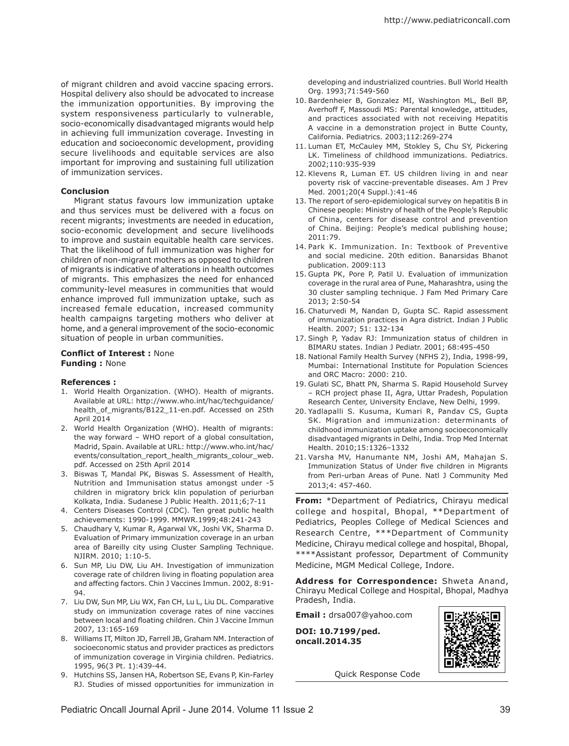of migrant children and avoid vaccine spacing errors. Hospital delivery also should be advocated to increase the immunization opportunities. By improving the system responsiveness particularly to vulnerable, socio-economically disadvantaged migrants would help in achieving full immunization coverage. Investing in education and socioeconomic development, providing secure livelihoods and equitable services are also important for improving and sustaining full utilization of immunization services.

**Conclusion**

Migrant status favours low immunization uptake and thus services must be delivered with a focus on recent migrants; investments are needed in education, socio-economic development and secure livelihoods to improve and sustain equitable health care services. That the likelihood of full immunization was higher for children of non-migrant mothers as opposed to children of migrants is indicative of alterations in health outcomes of migrants. This emphasizes the need for enhanced community-level measures in communities that would enhance improved full immunization uptake, such as increased female education, increased community health campaigns targeting mothers who deliver at home, and a general improvement of the socio-economic situation of people in urban communities.

**Conflict of Interest :** None
**Funding :** None

**References :**

1. World Health Organization. (WHO). Health of migrants. Available at URL: http://www.who.int/hac/techguidance/health_of_migrants/B122_11-en.pdf. Accessed on 25th April 2014
2. World Health Organization (WHO). Health of migrants: the way forward – WHO report of a global consultation, Madrid, Spain. Available at URL: http://www.who.int/hac/events/consultation_report_health_migrants_colour_web.pdf. Accessed on 25th April 2014
3. Biswas T, Mandal PK, Biswas S. Assessment of Health, Nutrition and Immunisation status amongst under -5 children in migratory brick klin population of periurban Kolkata, India. Sudanese J Public Health. 2011;6;7-11
4. Centers Diseases Control (CDC). Ten great public health achievements: 1990-1999. MMWR.1999;48:241-243
5. Chaudhary V, Kumar R, Agarwal VK, Joshi VK, Sharma D. Evaluation of Primary immunization coverage in an urban area of Bareilly city using Cluster Sampling Technique. NJIRM. 2010; 1:10-5.
6. Sun MP, Liu DW, Liu AH. Investigation of immunization coverage rate of children living in floating population area and affecting factors. Chin J Vaccines Immun. 2002, 8:91-94.
7. Liu DW, Sun MP, Liu WX, Fan CH, Lu L, Liu DL. Comparative study on immunization coverage rates of nine vaccines between local and floating children. Chin J Vaccine Immun 2007, 13:165-169
8. Williams IT, Milton JD, Farrell JB, Graham NM. Interaction of socioeconomic status and provider practices as predictors of immunization coverage in Virginia children. Pediatrics. 1995, 96(3 Pt. 1):439-44.
9. Hutchins SS, Jansen HA, Robertson SE, Evans P, Kin-Farley RJ. Studies of missed opportunities for immunization in developing and industrialized countries. Bull World Health Org. 1993;71:549-560
10. Bardenheier B, Gonzalez MI, Washington ML, Bell BP, Averhoff F, Massoudi MS: Parental knowledge, attitudes, and practices associated with not receiving Hepatitis A vaccine in a demonstration project in Butte County, California. Pediatrics. 2003;112:269-274
11. Luman ET, McCauley MM, Stokley S, Chu SY, Pickering LK. Timeliness of childhood immunizations. Pediatrics. 2002;110:935-939
12. Klevens R, Luman ET. US children living in and near poverty risk of vaccine-preventable diseases. Am J Prev Med. 2001;20(4 Suppl.):41-46
13. The report of sero-epidemiological survey on hepatitis B in Chinese people: Ministry of health of the People's Republic of China, centers for disease control and prevention of China. Beijing: People's medical publishing house; 2011:79.
14. Park K. Immunization. In: Textbook of Preventive and social medicine. 20th edition. Banarsidas Bhanot publication. 2009:113
15. Gupta PK, Pore P, Patil U. Evaluation of immunization coverage in the rural area of Pune, Maharashtra, using the 30 cluster sampling technique. J Fam Med Primary Care 2013; 2:50-54
16. Chaturvedi M, Nandan D, Gupta SC. Rapid assessment of immunization practices in Agra district. Indian J Public Health. 2007; 51: 132-134
17. Singh P, Yadav RJ: Immunization status of children in BIMARU states. Indian J Pediatr. 2001; 68:495-450
18. National Family Health Survey (NFHS 2), India, 1998-99, Mumbai: International Institute for Population Sciences and ORC Macro: 2000: 210.
19. Gulati SC, Bhatt PN, Sharma S. Rapid Household Survey – RCH project phase II, Agra, Uttar Pradesh, Population Research Center, University Enclave, New Delhi, 1999.
20. Yadlapalli S. Kusuma, Kumari R, Pandav CS, Gupta SK. Migration and immunization: determinants of childhood immunization uptake among socioeconomically disadvantaged migrants in Delhi, India. Trop Med Internat Health. 2010;15:1326–1332
21. Varsha MV, Hanumante NM, Joshi AM, Mahajan S. Immunization Status of Under five children in Migrants from Peri-urban Areas of Pune. Natl J Community Med 2013;4: 457-460.

**From:** *Department of Pediatrics, Chirayu medical college and hospital, Bhopal, **Department of Pediatrics, Peoples College of Medical Sciences and Research Centre, ***Department of Community Medicine, Chirayu medical college and hospital, Bhopal, ****Assistant professor, Department of Community Medicine, MGM Medical College, Indore.

**Address for Correspondence:** Shweta Anand, Chirayu Medical College and Hospital, Bhopal, Madhya Pradesh, India.

**Email :** drsa007@yahoo.com

**DOI: 10.7199/ped.oncall.2014.35**

Quick Response Code